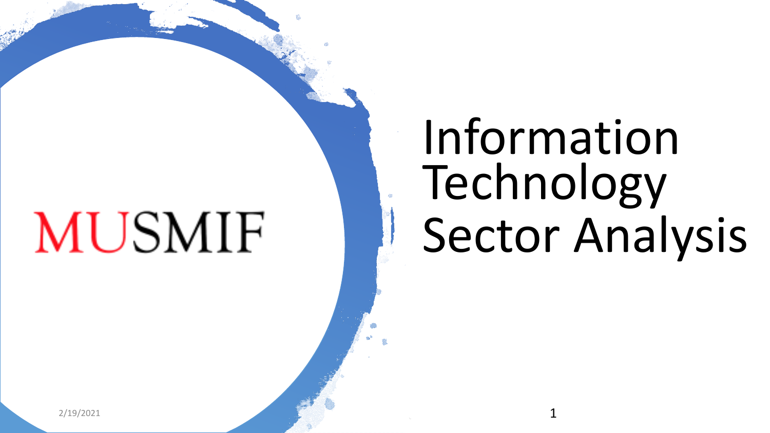MUSMIF

# Information Technology Sector Analysis

2/19/2021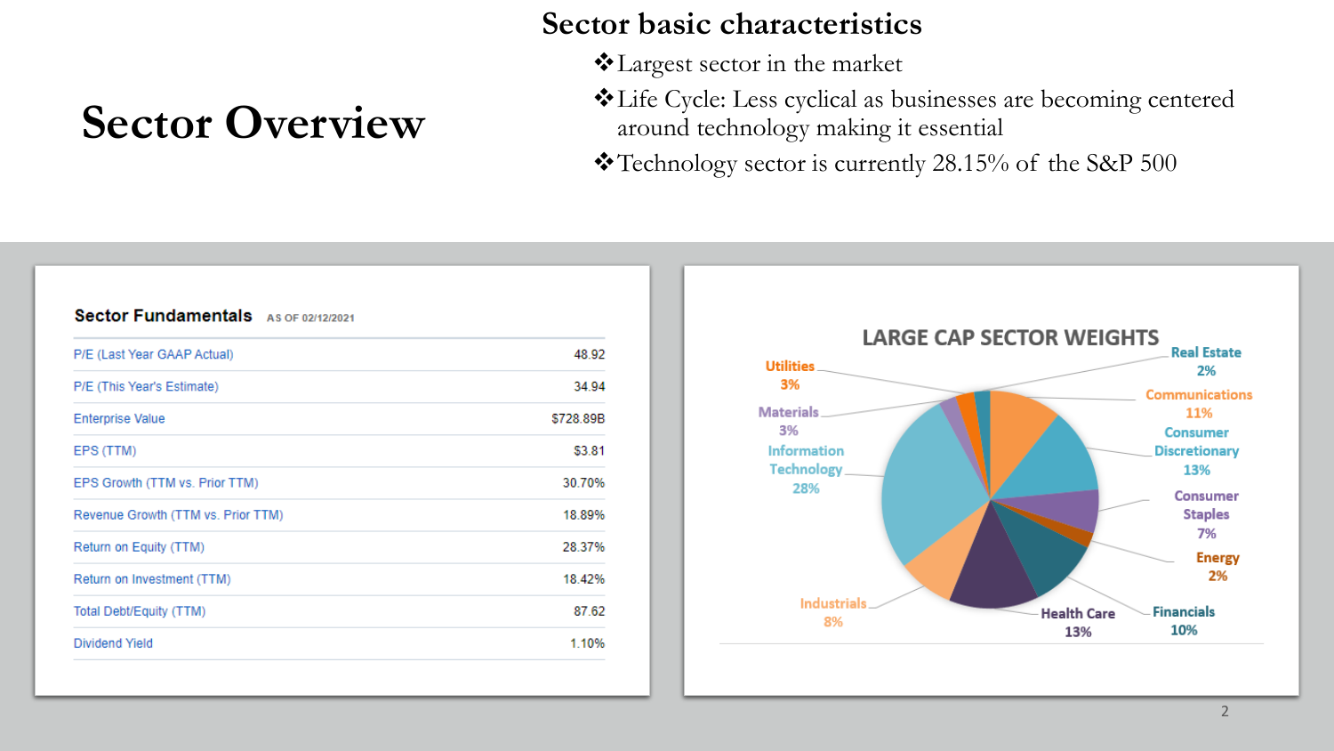# Sector Overview

## Sector basic characteristics

- Largest sector in the market
- Life Cycle: Less cyclical as businesses are becoming centered around technology making it essential
- Technology sector is currently 28.15% of the S&P 500

### Sector Fundamentals AS OF 02/12/2021

| | |
|---|---|
| P/E (Last Year GAAP Actual) | 48.92 |
| P/E (This Year's Estimate) | 34.94 |
| Enterprise Value | $728.89B |
| EPS (TTM) | $3.81 |
| EPS Growth (TTM vs. Prior TTM) | 30.70% |
| Revenue Growth (TTM vs. Prior TTM) | 18.89% |
| Return on Equity (TTM) | 28.37% |
| Return on Investment (TTM) | 18.42% |
| Total Debt/Equity (TTM) | 87.62 |
| Dividend Yield | 1.10% |

### LARGE CAP SECTOR WEIGHTS

| Sector | Weight |
|---|---|
| Real Estate | 2% |
| Communications | 11% |
| Consumer Discretionary | 13% |
| Consumer Staples | 7% |
| Energy | 2% |
| Financials | 10% |
| Health Care | 13% |
| Industrials | 8% |
| Information Technology | 28% |
| Materials | 3% |
| Utilities | 3% |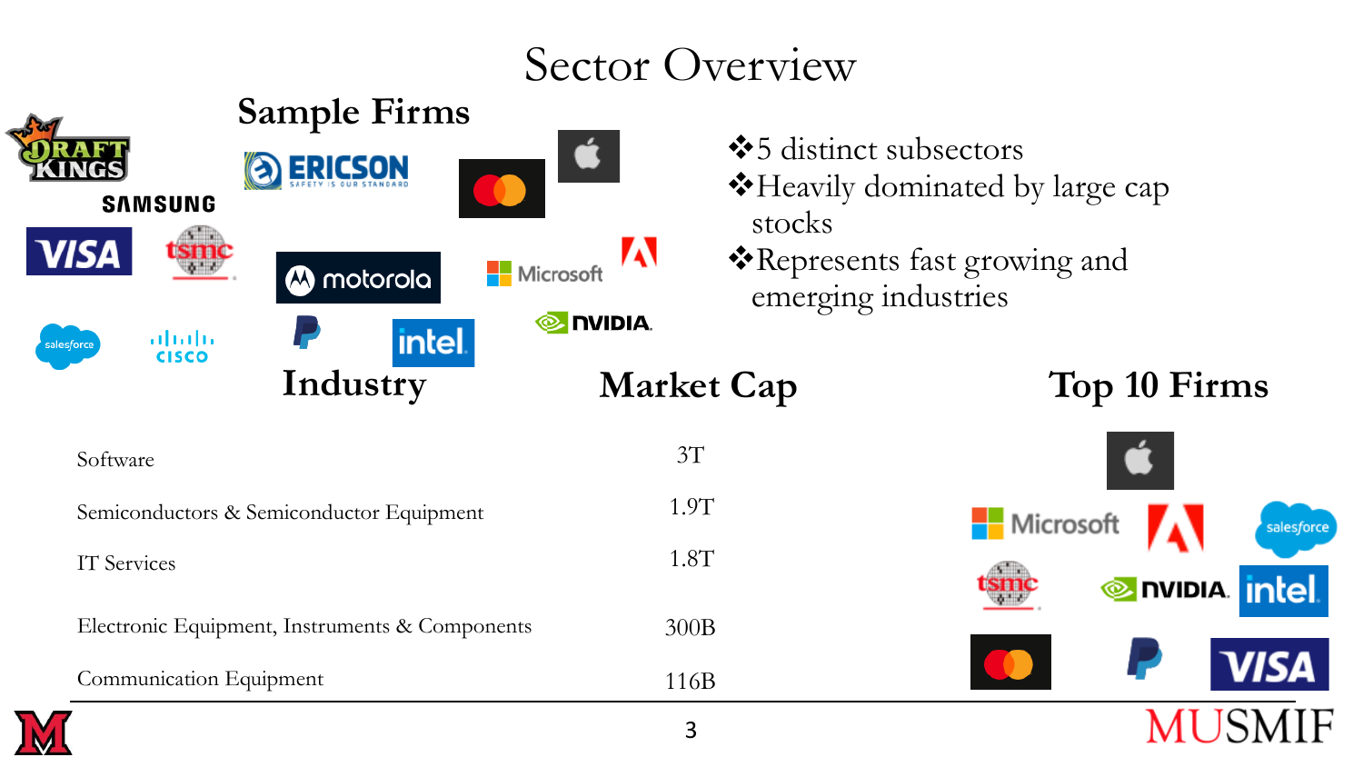# Sector Overview

## Sample Firms

- 5 distinct subsectors
- Heavily dominated by large cap stocks
- Represents fast growing and emerging industries

| Industry | Market Cap |
|---|---|
| Software | 3T |
| Semiconductors & Semiconductor Equipment | 1.9T |
| IT Services | 1.8T |
| Electronic Equipment, Instruments & Components | 300B |
| Communication Equipment | 116B |

## Top 10 Firms

MUSMIF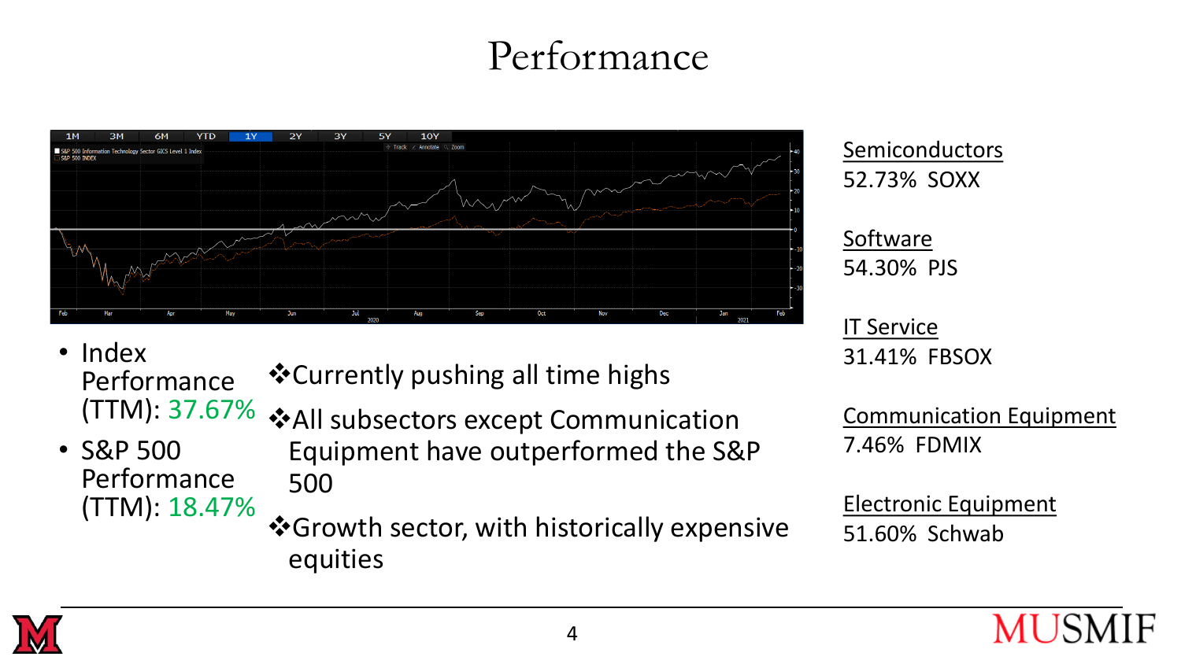# Performance

- Index Performance (TTM): 37.67%
- S&P 500 Performance (TTM): 18.47%

❖Currently pushing all time highs

❖All subsectors except Communication Equipment have outperformed the S&P 500

❖Growth sector, with historically expensive equities

Semiconductors
52.73% SOXX

Software
54.30% PJS

IT Service
31.41% FBSOX

Communication Equipment
7.46% FDMIX

Electronic Equipment
51.60% Schwab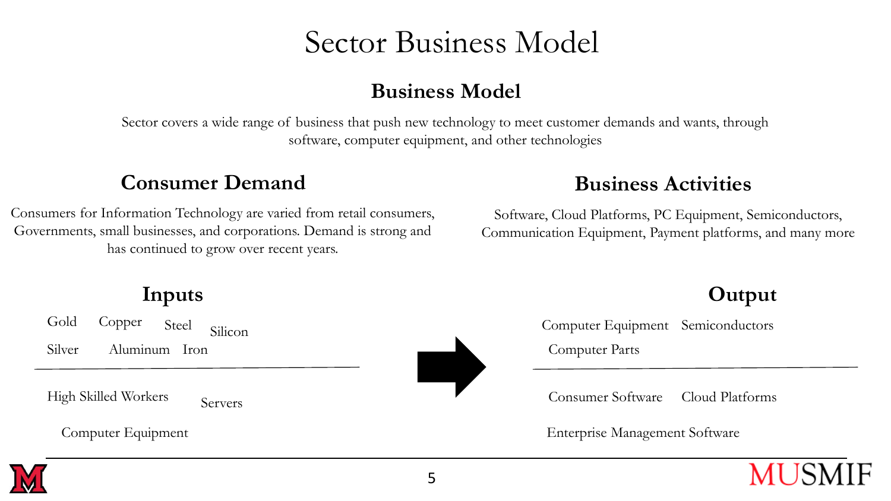# Sector Business Model

## Business Model

Sector covers a wide range of business that push new technology to meet customer demands and wants, through software, computer equipment, and other technologies

## Consumer Demand

Consumers for Information Technology are varied from retail consumers, Governments, small businesses, and corporations. Demand is strong and has continued to grow over recent years.

## Business Activities

Software, Cloud Platforms, PC Equipment, Semiconductors, Communication Equipment, Payment platforms, and many more

## Inputs

Gold, Copper, Steel, Silicon, Silver, Aluminum, Iron

---

High Skilled Workers, Servers, Computer Equipment

## Output

Computer Equipment, Semiconductors, Computer Parts

---

Consumer Software, Cloud Platforms, Enterprise Management Software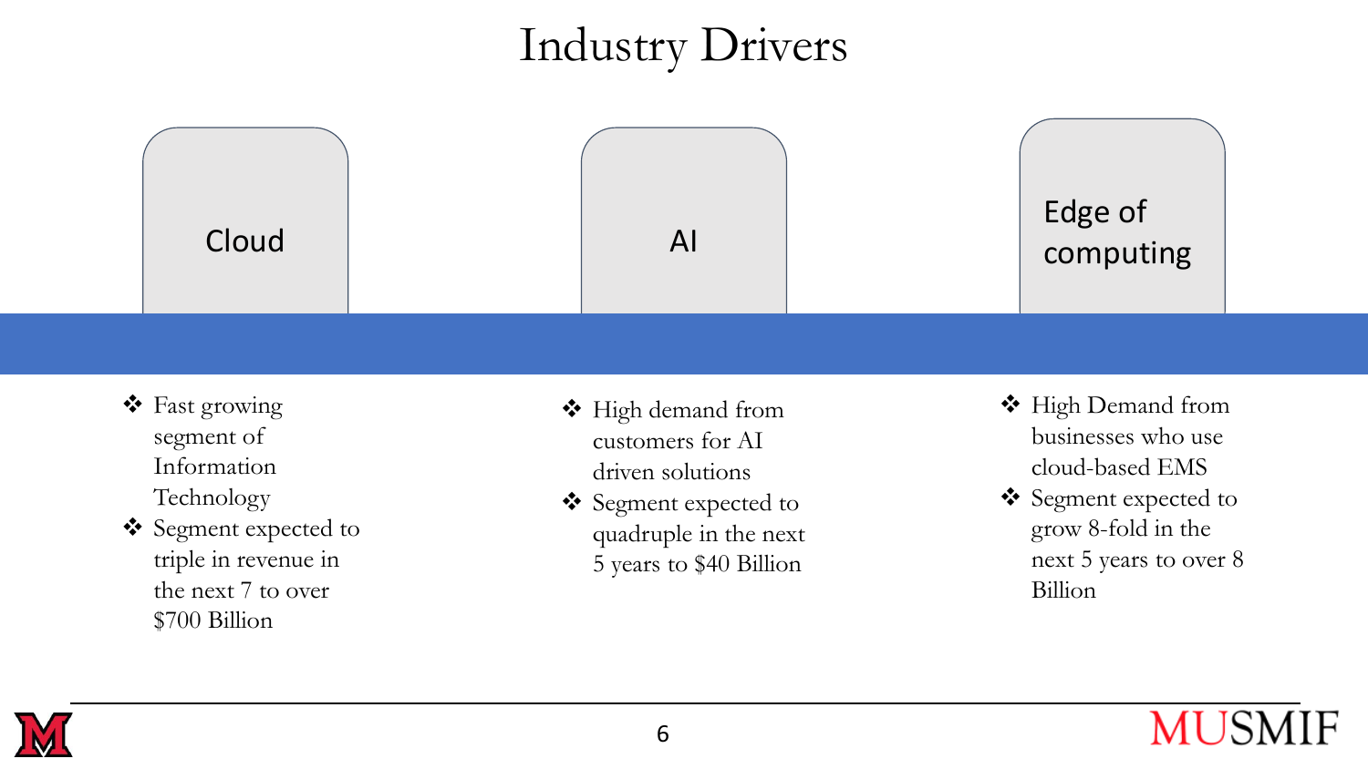# Industry Drivers

## Cloud

- Fast growing segment of Information Technology
- Segment expected to triple in revenue in the next 7 to over $700 Billion

## AI

- High demand from customers for AI driven solutions
- Segment expected to quadruple in the next 5 years to $40 Billion

## Edge of computing

- High Demand from businesses who use cloud-based EMS
- Segment expected to grow 8-fold in the next 5 years to over 8 Billion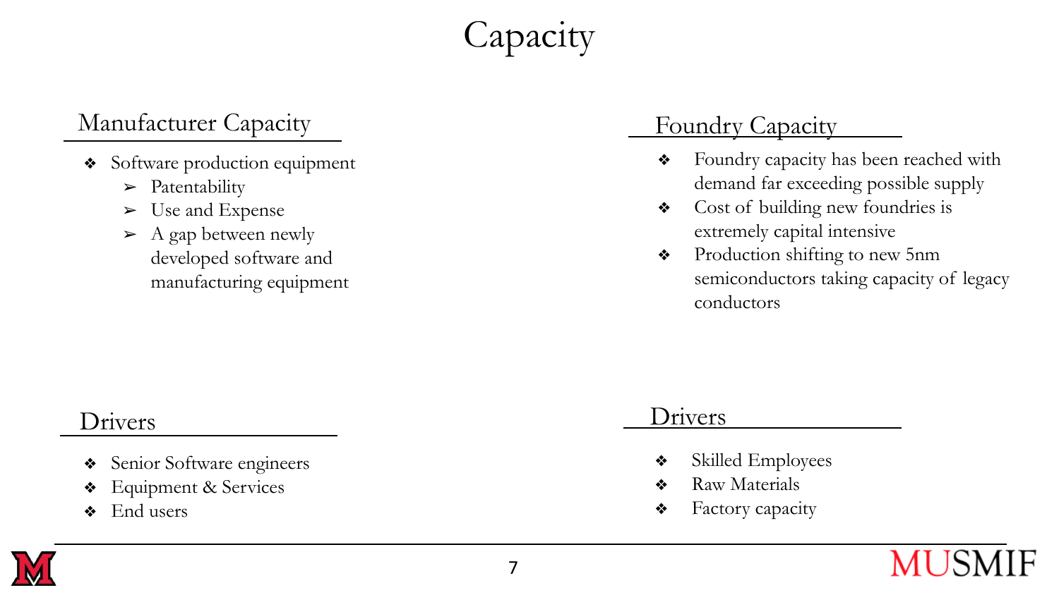# Capacity

## Manufacturer Capacity

- Software production equipment
  - Patentability
  - Use and Expense
  - A gap between newly developed software and manufacturing equipment

## Drivers

- Senior Software engineers
- Equipment & Services
- End users

## Foundry Capacity

- Foundry capacity has been reached with demand far exceeding possible supply
- Cost of building new foundries is extremely capital intensive
- Production shifting to new 5nm semiconductors taking capacity of legacy conductors

## Drivers

- Skilled Employees
- Raw Materials
- Factory capacity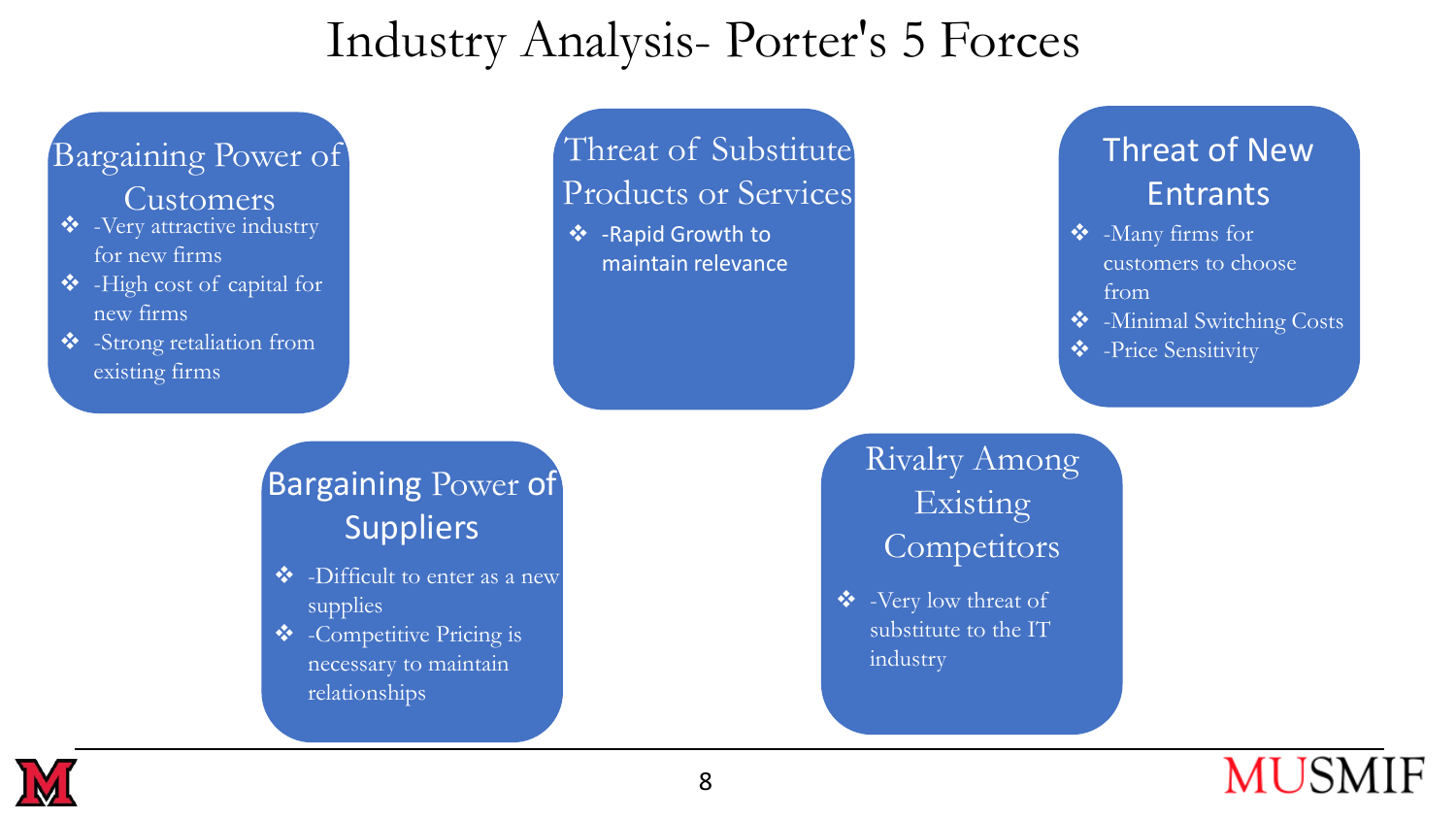# Industry Analysis- Porter's 5 Forces

## Bargaining Power of Customers

- -Very attractive industry for new firms
- -High cost of capital for new firms
- -Strong retaliation from existing firms

## Threat of Substitute Products or Services

- -Rapid Growth to maintain relevance

## Threat of New Entrants

- -Many firms for customers to choose from
- -Minimal Switching Costs
- -Price Sensitivity

## Bargaining Power of Suppliers

- -Difficult to enter as a new supplies
- -Competitive Pricing is necessary to maintain relationships

## Rivalry Among Existing Competitors

- -Very low threat of substitute to the IT industry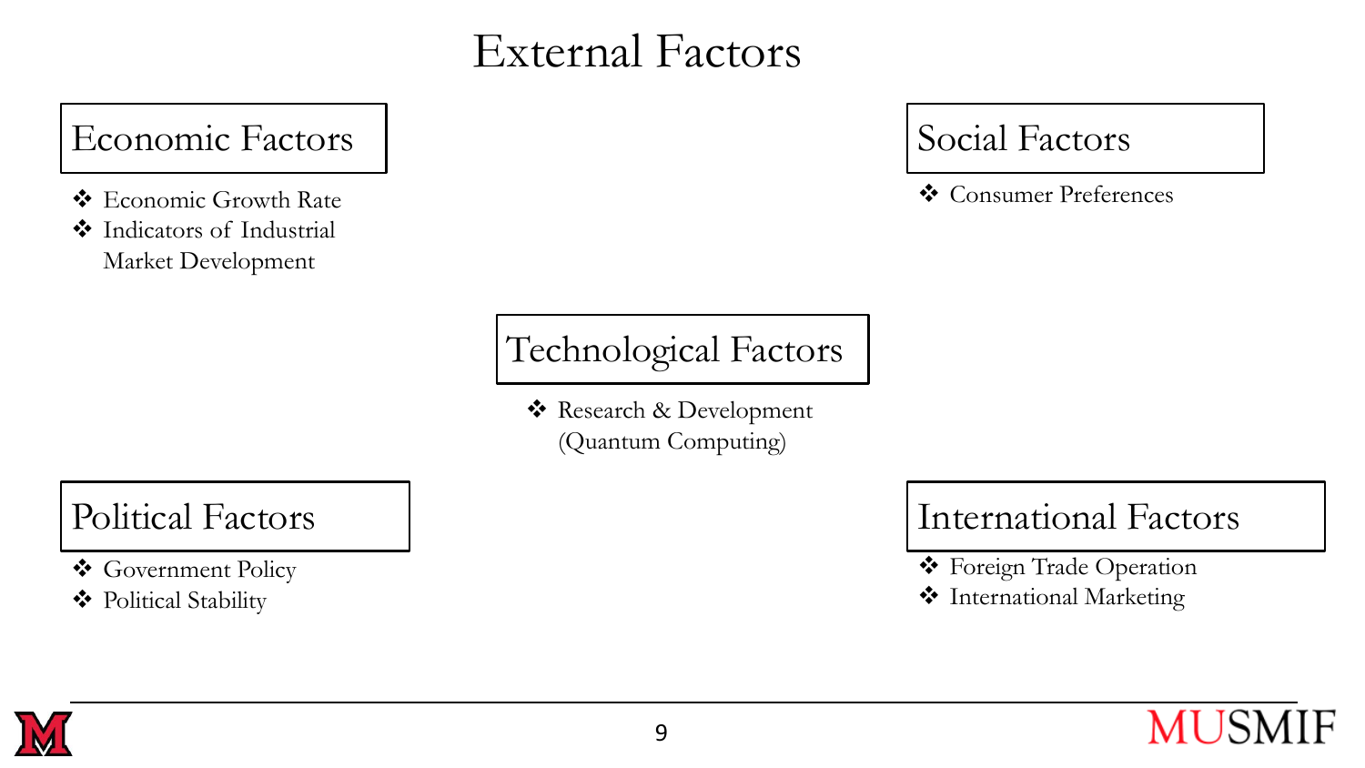# External Factors

## Economic Factors

- Economic Growth Rate
- Indicators of Industrial Market Development

## Social Factors

- Consumer Preferences

## Technological Factors

- Research & Development (Quantum Computing)

## Political Factors

- Government Policy
- Political Stability

## International Factors

- Foreign Trade Operation
- International Marketing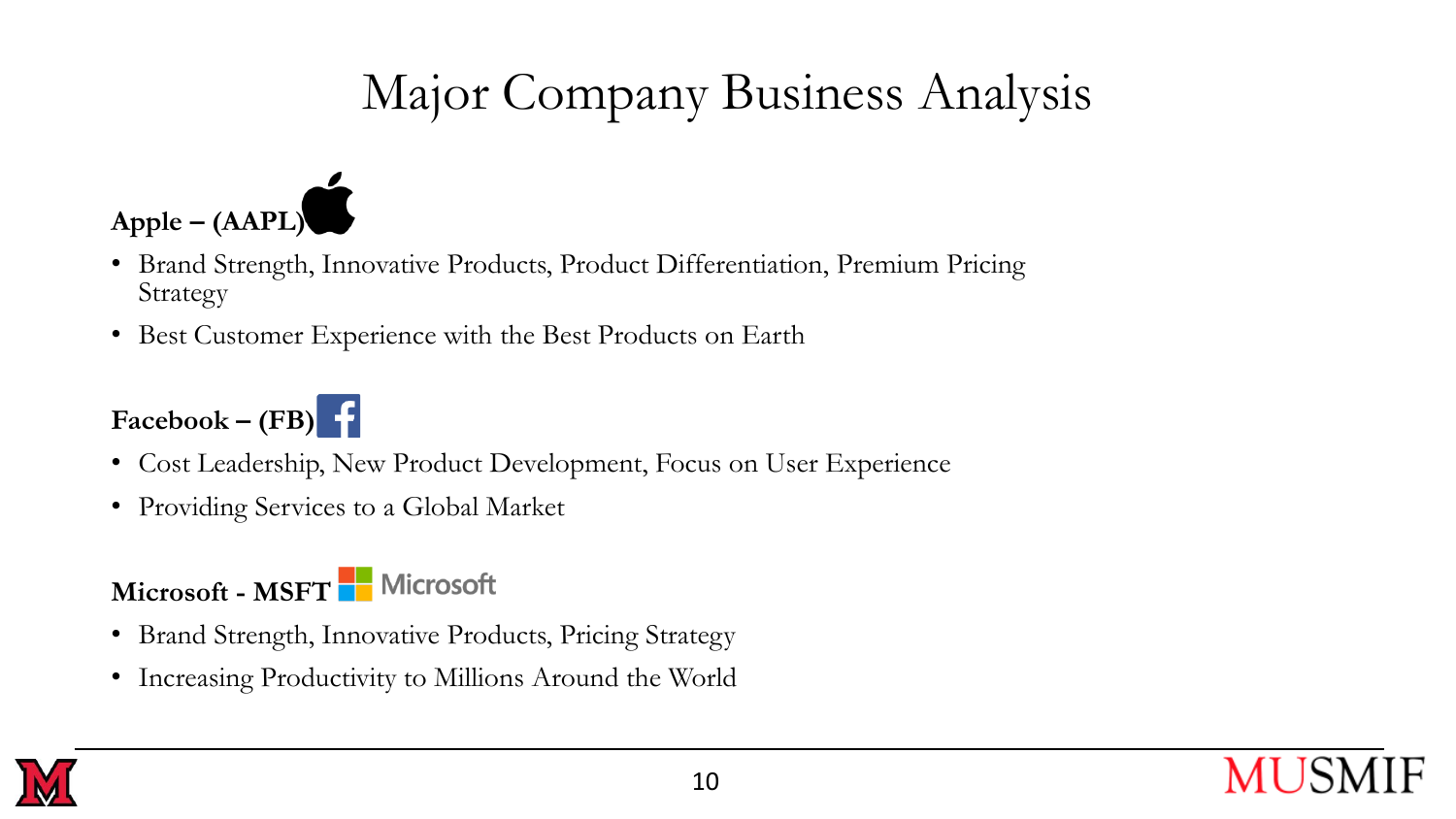# Major Company Business Analysis

**Apple – (AAPL)**

- Brand Strength, Innovative Products, Product Differentiation, Premium Pricing Strategy
- Best Customer Experience with the Best Products on Earth

**Facebook – (FB)**

- Cost Leadership, New Product Development, Focus on User Experience
- Providing Services to a Global Market

**Microsoft - MSFT**

- Brand Strength, Innovative Products, Pricing Strategy
- Increasing Productivity to Millions Around the World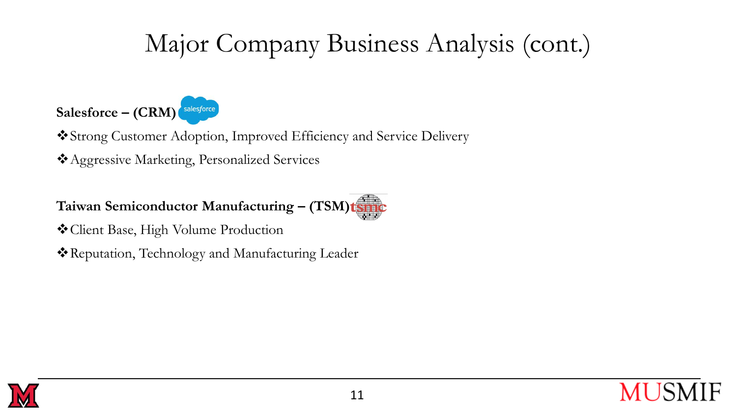# Major Company Business Analysis (cont.)

**Salesforce – (CRM)**

- ❖Strong Customer Adoption, Improved Efficiency and Service Delivery
- ❖Aggressive Marketing, Personalized Services

**Taiwan Semiconductor Manufacturing – (TSM)**

- ❖Client Base, High Volume Production
- ❖Reputation, Technology and Manufacturing Leader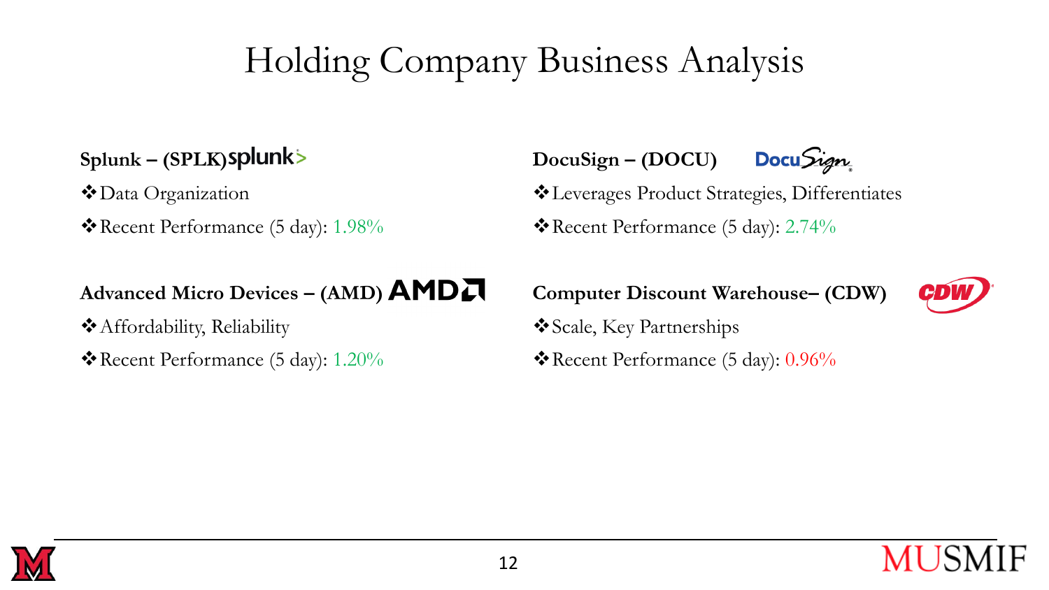# Holding Company Business Analysis

**Splunk – (SPLK)**

- Data Organization
- Recent Performance (5 day): 1.98%

**DocuSign – (DOCU)**

- Leverages Product Strategies, Differentiates
- Recent Performance (5 day): 2.74%

**Advanced Micro Devices – (AMD)**

- Affordability, Reliability
- Recent Performance (5 day): 1.20%

**Computer Discount Warehouse– (CDW)**

- Scale, Key Partnerships
- Recent Performance (5 day): 0.96%